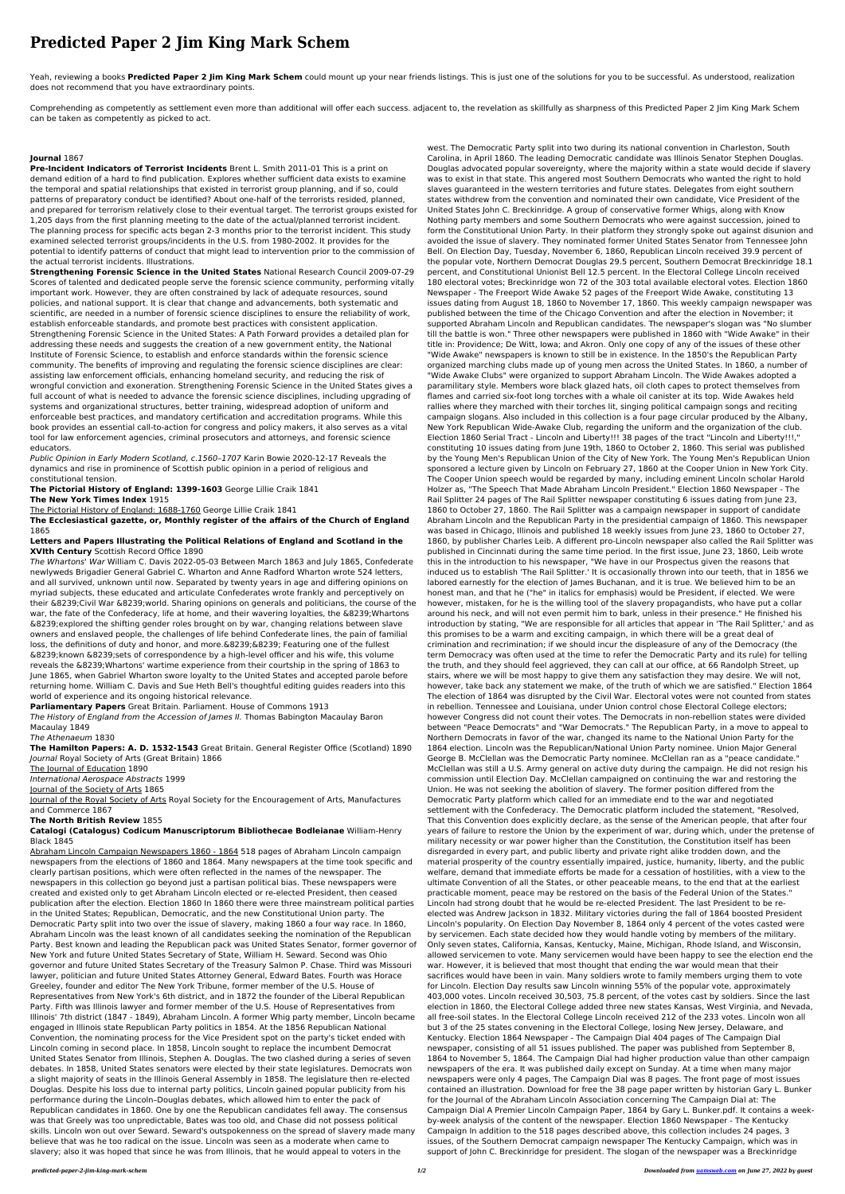# Predicted Paper 2 Jim King Mark Schem

Yeah, reviewing a books **Predicted Paper 2 Jim King Mark Schem** could mount up your near friends listings. This is just one of the solutions for you to be successful. As understood, realization does not recommend that you have extraordinary points.

Comprehending as competently as settlement even more than additional will offer each success. adjacent to, the revelation as skillfully as sharpness of this Predicted Paper 2 Jim King Mark Schem can be taken as competently as picked to act.

**Journal** 1867

**Pre-Incident Indicators of Terrorist Incidents** Brent L. Smith 2011-01 This is a print on demand edition of a hard to find publication. Explores whether sufficient data exists to examine the temporal and spatial relationships that existed in terrorist group planning, and if so, could patterns of preparatory conduct be identified? About one-half of the terrorists resided, planned, and prepared for terrorism relatively close to their eventual target. The terrorist groups existed for 1,205 days from the first planning meeting to the date of the actual/planned terrorist incident. The planning process for specific acts began 2-3 months prior to the terrorist incident. This study examined selected terrorist groups/incidents in the U.S. from 1980-2002. It provides for the potential to identify patterns of conduct that might lead to intervention prior to the commission of the actual terrorist incidents. Illustrations.

**Strengthening Forensic Science in the United States** National Research Council 2009-07-29 Scores of talented and dedicated people serve the forensic science community, performing vitally important work. However, they are often constrained by lack of adequate resources, sound policies, and national support. It is clear that change and advancements, both systematic and scientific, are needed in a number of forensic science disciplines to ensure the reliability of work, establish enforceable standards, and promote best practices with consistent application. Strengthening Forensic Science in the United States: A Path Forward provides a detailed plan for addressing these needs and suggests the creation of a new government entity, the National Institute of Forensic Science, to establish and enforce standards within the forensic science community. The benefits of improving and regulating the forensic science disciplines are clear: assisting law enforcement officials, enhancing homeland security, and reducing the risk of wrongful conviction and exoneration. Strengthening Forensic Science in the United States gives a full account of what is needed to advance the forensic science disciplines, including upgrading of systems and organizational structures, better training, widespread adoption of uniform and enforceable best practices, and mandatory certification and accreditation programs. While this book provides an essential call-to-action for congress and policy makers, it also serves as a vital tool for law enforcement agencies, criminal prosecutors and attorneys, and forensic science educators.

*Public Opinion in Early Modern Scotland, c.1560–1707* Karin Bowie 2020-12-17 Reveals the dynamics and rise in prominence of Scottish public opinion in a period of religious and constitutional tension.

**The Pictorial History of England: 1399-1603** George Lillie Craik 1841

**The New York Times Index** 1915

The Pictorial History of England: 1688-1760 George Lillie Craik 1841

**The Ecclesiastical gazette, or, Monthly register of the affairs of the Church of England** 1865

**Letters and Papers Illustrating the Political Relations of England and Scotland in the XVIth Century** Scottish Record Office 1890

*The Whartons' War* William C. Davis 2022-05-03 Between March 1863 and July 1865, Confederate newlyweds Brigadier General Gabriel C. Wharton and Anne Radford Wharton wrote 524 letters, and all survived, unknown until now. Separated by twenty years in age and differing opinions on myriad subjects, these educated and articulate Confederates wrote frankly and perceptively on their &8239;Civil War &8239;world. Sharing opinions on generals and politicians, the course of the war, the fate of the Confederacy, life at home, and their wavering loyalties, the &8239;Whartons &8239;explored the shifting gender roles brought on by war, changing relations between slave owners and enslaved people, the challenges of life behind Confederate lines, the pain of familial loss, the definitions of duty and honor, and more.&8239;&8239; Featuring one of the fullest &8239;known &8239;sets of correspondence by a high-level officer and his wife, this volume reveals the &8239;Whartons' wartime experience from their courtship in the spring of 1863 to June 1865, when Gabriel Wharton swore loyalty to the United States and accepted parole before returning home. William C. Davis and Sue Heth Bell's thoughtful editing guides readers into this world of experience and its ongoing historical relevance.

**Parliamentary Papers** Great Britain. Parliament. House of Commons 1913

*The History of England from the Accession of James II.* Thomas Babington Macaulay Baron Macaulay 1849

*The Athenaeum* 1830

**The Hamilton Papers: A. D. 1532-1543** Great Britain. General Register Office (Scotland) 1890

*Journal* Royal Society of Arts (Great Britain) 1866

The Journal of Education 1890

*International Aerospace Abstracts* 1999

Journal of the Society of Arts 1865

Journal of the Royal Society of Arts Royal Society for the Encouragement of Arts, Manufactures and Commerce 1867

**The North British Review** 1855

**Catalogi (Catalogus) Codicum Manuscriptorum Bibliothecae Bodleianae** William-Henry Black 1845

Abraham Lincoln Campaign Newspapers 1860 - 1864 518 pages of Abraham Lincoln campaign newspapers from the elections of 1860 and 1864. Many newspapers at the time took specific and clearly partisan positions, which were often reflected in the names of the newspaper. The newspapers in this collection go beyond just a partisan political bias. These newspapers were created and existed only to get Abraham Lincoln elected or re-elected President, then ceased publication after the election. Election 1860 In 1860 there were three mainstream political parties in the United States; Republican, Democratic, and the new Constitutional Union party. The Democratic Party split into two over the issue of slavery, making 1860 a four way race. In 1860, Abraham Lincoln was the least known of all candidates seeking the nomination of the Republican Party. Best known and leading the Republican pack was United States Senator, former governor of New York and future United States Secretary of State, William H. Seward. Second was Ohio governor and future United States Secretary of the Treasury Salmon P. Chase. Third was Missouri lawyer, politician and future United States Attorney General, Edward Bates. Fourth was Horace Greeley, founder and editor The New York Tribune, former member of the U.S. House of Representatives from New York's 6th district, and in 1872 the founder of the Liberal Republican Party. Fifth was Illinois lawyer and former member of the U.S. House of Representatives from Illinois' 7th district (1847 - 1849), Abraham Lincoln. A former Whig party member, Lincoln became engaged in Illinois state Republican Party politics in 1854. At the 1856 Republican National Convention, the nominating process for the Vice President spot on the party's ticket ended with Lincoln coming in second place. In 1858, Lincoln sought to replace the incumbent Democrat United States Senator from Illinois, Stephen A. Douglas. The two clashed during a series of seven debates. In 1858, United States senators were elected by their state legislatures. Democrats won a slight majority of seats in the Illinois General Assembly in 1858. The legislature then re-elected Douglas. Despite his loss due to internal party politics, Lincoln gained popular publicity from his performance during the Lincoln–Douglas debates, which allowed him to enter the pack of Republican candidates in 1860. One by one the Republican candidates fell away. The consensus was that Greely was too unpredictable, Bates was too old, and Chase did not possess political skills. Lincoln won out over Seward. Seward's outspokenness on the spread of slavery made many believe that was he too radical on the issue. Lincoln was seen as a moderate when came to slavery; also it was hoped that since he was from Illinois, that he would appeal to voters in the west. The Democratic Party split into two during its national convention in Charleston, South Carolina, in April 1860. The leading Democratic candidate was Illinois Senator Stephen Douglas. Douglas advocated popular sovereignty, where the majority within a state would decide if slavery was to exist in that state. This angered most Southern Democrats who wanted the right to hold slaves guaranteed in the western territories and future states. Delegates from eight southern states withdrew from the convention and nominated their own candidate, Vice President of the United States John C. Breckinridge. A group of conservative former Whigs, along with Know Nothing party members and some Southern Democrats who were against succession, joined to form the Constitutional Union Party. In their platform they strongly spoke out against disunion and avoided the issue of slavery. They nominated former United States Senator from Tennessee John Bell. On Election Day, Tuesday, November 6, 1860, Republican Lincoln received 39.9 percent of the popular vote, Northern Democrat Douglas 29.5 percent, Southern Democrat Breckinridge 18.1 percent, and Constitutional Unionist Bell 12.5 percent. In the Electoral College Lincoln received 180 electoral votes; Breckinridge won 72 of the 303 total available electoral votes. Election 1860 Newspaper - The Freeport Wide Awake 52 pages of the Freeport Wide Awake, constituting 13 issues dating from August 18, 1860 to November 17, 1860. This weekly campaign newspaper was published between the time of the Chicago Convention and after the election in November; it supported Abraham Lincoln and Republican candidates. The newspaper's slogan was "No slumber till the battle is won." Three other newspapers were published in 1860 with "Wide Awake" in their title in: Providence; De Witt, Iowa; and Akron. Only one copy of any of the issues of these other "Wide Awake" newspapers is known to still be in existence. In the 1850's the Republican Party organized marching clubs made up of young men across the United States. In 1860, a number of "Wide Awake Clubs" were organized to support Abraham Lincoln. The Wide Awakes adopted a paramilitary style. Members wore black glazed hats, oil cloth capes to protect themselves from flames and carried six-foot long torches with a whale oil canister at its top. Wide Awakes held rallies where they marched with their torches lit, singing political campaign songs and reciting campaign slogans. Also included in this collection is a four page circular produced by the Albany, New York Republican Wide-Awake Club, regarding the uniform and the organization of the club. Election 1860 Serial Tract - Lincoln and Liberty!!! 38 pages of the tract "Lincoln and Liberty!!!," constituting 10 issues dating from June 19th, 1860 to October 2, 1860. This serial was published by the Young Men's Republican Union of the City of New York. The Young Men's Republican Union sponsored a lecture given by Lincoln on February 27, 1860 at the Cooper Union in New York City. The Cooper Union speech would be regarded by many, including eminent Lincoln scholar Harold Holzer as, "The Speech That Made Abraham Lincoln President." Election 1860 Newspaper - The Rail Splitter 24 pages of The Rail Splitter newspaper constituting 6 issues dating from June 23, 1860 to October 27, 1860. The Rail Splitter was a campaign newspaper in support of candidate Abraham Lincoln and the Republican Party in the presidential campaign of 1860. This newspaper was based in Chicago, Illinois and published 18 weekly issues from June 23, 1860 to October 27, 1860, by publisher Charles Leib. A different pro-Lincoln newspaper also called the Rail Splitter was published in Cincinnati during the same time period. In the first issue, June 23, 1860, Leib wrote this in the introduction to his newspaper, "We have in our Prospectus given the reasons that induced us to establish 'The Rail Splitter.' It is occasionally thrown into our teeth, that in 1856 we labored earnestly for the election of James Buchanan, and it is true. We believed him to be an honest man, and that he ("he" in italics for emphasis) would be President, if elected. We were however, mistaken, for he is the willing tool of the slavery propagandists, who have put a collar around his neck, and will not even permit him to bark, unless in their presence." He finished his introduction by stating, "We are responsible for all articles that appear in 'The Rail Splitter,' and as this promises to be a warm and exciting campaign, in which there will be a great deal of crimination and recrimination; if we should incur the displeasure of any of the Democracy (the term Democracy was often used at the time to refer the Democratic Party and its rule) for telling the truth, and they should feel aggrieved, they can call at our office, at 66 Randolph Street, up stairs, where we will be most happy to give them any satisfaction they may desire. We will not, however, take back any statement we make, of the truth of which we are satisfied." Election 1864 The election of 1864 was disrupted by the Civil War. Electoral votes were not counted from states in rebellion. Tennessee and Louisiana, under Union control chose Electoral College electors; however Congress did not count their votes. The Democrats in non-rebellion states were divided between "Peace Democrats" and "War Democrats." The Republican Party, in a move to appeal to Northern Democrats in favor of the war, changed its name to the National Union Party for the 1864 election. Lincoln was the Republican/National Union Party nominee. Union Major General George B. McClellan was the Democratic Party nominee. McClellan ran as a "peace candidate." McClellan was still a U.S. Army general on active duty during the campaign. He did not resign his commission until Election Day. McClellan campaigned on continuing the war and restoring the Union. He was not seeking the abolition of slavery. The former position differed from the Democratic Party platform which called for an immediate end to the war and negotiated settlement with the Confederacy. The Democratic platform included the statement, "Resolved, That this Convention does explicitly declare, as the sense of the American people, that after four years of failure to restore the Union by the experiment of war, during which, under the pretense of military necessity or war power higher than the Constitution, the Constitution itself has been disregarded in every part, and public liberty and private right alike trodden down, and the material prosperity of the country essentially impaired, justice, humanity, liberty, and the public welfare, demand that immediate efforts be made for a cessation of hostilities, with a view to the ultimate Convention of all the States, or other peaceable means, to the end that at the earliest practicable moment, peace may be restored on the basis of the Federal Union of the States." Lincoln had strong doubt that he would be re-elected President. The last President to be re-elected was Andrew Jackson in 1832. Military victories during the fall of 1864 boosted President Lincoln's popularity. On Election Day November 8, 1864 only 4 percent of the votes casted were by servicemen. Each state decided how they would handle voting by members of the military. Only seven states, California, Kansas, Kentucky, Maine, Michigan, Rhode Island, and Wisconsin, allowed servicemen to vote. Many servicemen would have been happy to see the election end the war. However, it is believed that most thought that ending the war would mean that their sacrifices would have been in vain. Many soldiers wrote to family members urging them to vote for Lincoln. Election Day results saw Lincoln winning 55% of the popular vote, approximately 403,000 votes. Lincoln received 30,503, 75.8 percent, of the votes cast by soldiers. Since the last election in 1860, the Electoral College added three new states Kansas, West Virginia, and Nevada, all free-soil states. In the Electoral College Lincoln received 212 of the 233 votes. Lincoln won all but 3 of the 25 states convening in the Electoral College, losing New Jersey, Delaware, and Kentucky. Election 1864 Newspaper - The Campaign Dial 404 pages of The Campaign Dial newspaper, consisting of all 51 issues published. The paper was published from September 8, 1864 to November 5, 1864. The Campaign Dial had higher production value than other campaign newspapers of the era. It was published daily except on Sunday. At a time when many major newspapers were only 4 pages, The Campaign Dial was 8 pages. The front page of most issues contained an illustration. Download for free the 38 page paper written by historian Gary L. Bunker for the Journal of the Abraham Lincoln Association concerning The Campaign Dial at: The Campaign Dial A Premier Lincoln Campaign Paper, 1864 by Gary L. Bunker.pdf. It contains a week-by-week analysis of the content of the newspaper. Election 1860 Newspaper - The Kentucky Campaign In addition to the 518 pages described above, this collection includes 24 pages, 3 issues, of the Southern Democrat campaign newspaper The Kentucky Campaign, which was in support of John C. Breckinridge for president. The slogan of the newspaper was a Breckinridge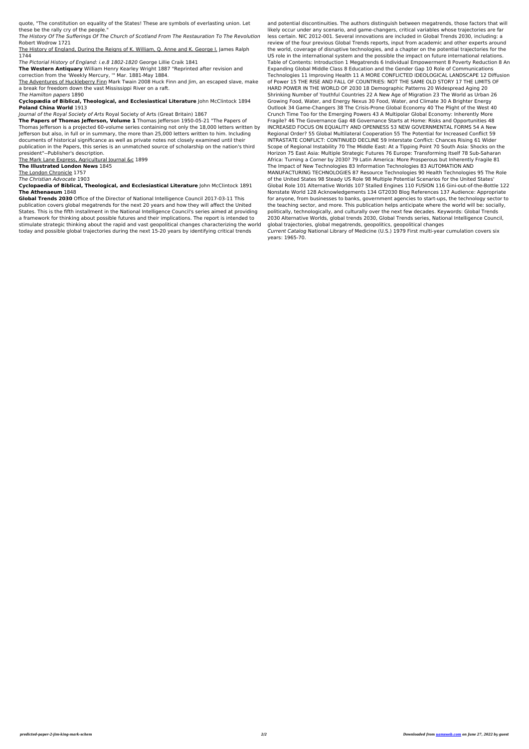quote, "The constitution on equality of the States! These are symbols of everlasting union. Let these be the rally cry of the people."

*The History Of The Sufferings Of The Church of Scotland From The Restauration To The Revolution* Robert Wodrow 1721

The History of England, During the Reigns of K. William, Q. Anne and K. George I. James Ralph 1744

*The Pictorial History of England: i.e.8 1802-1820* George Lillie Craik 1841

**The Western Antiquary** William Henry Kearley Wright 1887 "Reprinted after revision and correction from the 'Weekly Mercury, '" Mar. 1881-May 1884.

The Adventures of Huckleberry Finn Mark Twain 2008 Huck Finn and Jim, an escaped slave, make a break for freedom down the vast Mississippi River on a raft.

*The Hamilton papers* 1890

**Cyclopædia of Biblical, Theological, and Ecclesiastical Literature** John McClintock 1894

**Poland China World** 1913

*Journal of the Royal Society of Arts* Royal Society of Arts (Great Britain) 1867

**The Papers of Thomas Jefferson, Volume 1** Thomas Jefferson 1950-05-21 "The Papers of Thomas Jefferson is a projected 60-volume series containing not only the 18,000 letters written by Jefferson but also, in full or in summary, the more than 25,000 letters written to him. Including documents of historical significance as well as private notes not closely examined until their publication in the Papers, this series is an unmatched source of scholarship on the nation's third president"--Publisher's description.

The Mark Lane Express, Agricultural Journal &c 1899

**The Illustrated London News** 1845

The London Chronicle 1757

*The Christian Advocate* 1903

**Cyclopaedia of Biblical, Theological, and Ecclesiastical Literature** John McClintock 1891

**The Athenaeum** 1848

**Global Trends 2030** Office of the Director of National Intelligence Council 2017-03-11 This publication covers global megatrends for the next 20 years and how they will affect the United States. This is the fifth installment in the National Intelligence Council's series aimed at providing a framework for thinking about possible futures and their implications. The report is intended to stimulate strategic thinking about the rapid and vast geopolitical changes characterizing the world today and possible global trajectories during the next 15-20 years by identifying critical trends and potential discontinuities. The authors distinguish between megatrends, those factors that will likely occur under any scenario, and game-changers, critical variables whose trajectories are far less certain. NIC 2012-001. Several innovations are included in Global Trends 2030, including: a review of the four previous Global Trends reports, input from academic and other experts around the world, coverage of disruptive technologies, and a chapter on the potential trajectories for the US role in the international system and the possible the impact on future international relations. Table of Contents: Introduction 1 Megatrends 6 Individual Empowerment 8 Poverty Reduction 8 An Expanding Global Middle Class 8 Education and the Gender Gap 10 Role of Communications Technologies 11 Improving Health 11 A MORE CONFLICTED IDEOLOGICAL LANDSCAPE 12 Diffusion of Power 15 THE RISE AND FALL OF COUNTRIES: NOT THE SAME OLD STORY 17 THE LIMITS OF HARD POWER IN THE WORLD OF 2030 18 Demographic Patterns 20 Widespread Aging 20 Shrinking Number of Youthful Countries 22 A New Age of Migration 23 The World as Urban 26 Growing Food, Water, and Energy Nexus 30 Food, Water, and Climate 30 A Brighter Energy Outlook 34 Game-Changers 38 The Crisis-Prone Global Economy 40 The Plight of the West 40 Crunch Time Too for the Emerging Powers 43 A Multipolar Global Economy: Inherently More Fragile? 46 The Governance Gap 48 Governance Starts at Home: Risks and Opportunities 48 INCREASED FOCUS ON EQUALITY AND OPENNESS 53 NEW GOVERNMENTAL FORMS 54 A New Regional Order? 55 Global Multilateral Cooperation 55 The Potential for Increased Conflict 59 INTRASTATE CONFLICT: CONTINUED DECLINE 59 Interstate Conflict: Chances Rising 61 Wider Scope of Regional Instability 70 The Middle East: At a Tipping Point 70 South Asia: Shocks on the Horizon 75 East Asia: Multiple Strategic Futures 76 Europe: Transforming Itself 78 Sub-Saharan Africa: Turning a Corner by 2030? 79 Latin America: More Prosperous but Inherently Fragile 81 The Impact of New Technologies 83 Information Technologies 83 AUTOMATION AND MANUFACTURING TECHNOLOGIES 87 Resource Technologies 90 Health Technologies 95 The Role of the United States 98 Steady US Role 98 Multiple Potential Scenarios for the United States' Global Role 101 Alternative Worlds 107 Stalled Engines 110 FUSION 116 Gini-out-of-the-Bottle 122 Nonstate World 128 Acknowledgements 134 GT2030 Blog References 137 Audience: Appropriate for anyone, from businesses to banks, government agencies to start-ups, the technology sector to the teaching sector, and more. This publication helps anticipate where the world will be: socially, politically, technologically, and culturally over the next few decades. Keywords: Global Trends 2030 Alternative Worlds, global trends 2030, Global Trends series, National Intelligence Council, global trajectories, global megatrends, geopolitics, geopolitical changes

*Current Catalog* National Library of Medicine (U.S.) 1979 First multi-year cumulation covers six years: 1965-70.